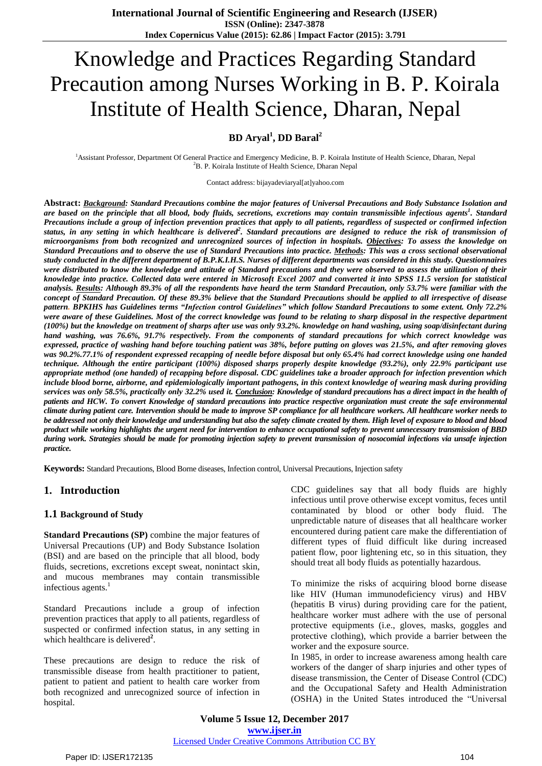# Knowledge and Practices Regarding Standard Precaution among Nurses Working in B. P. Koirala Institute of Health Science, Dharan, Nepal

**BD Aryal[1], DD Baral[2]**

[1]Assistant Professor, Department Of General Practice and Emergency Medicine, B. P. Koirala Institute of Health Science, Dharan, Nepal
[2]B. P. Koirala Institute of Health Science, Dharan Nepal

Contact address: bijayadeviaryal[at]yahoo.com

**Abstract:** ***Background**: Standard Precautions combine the major features of Universal Precautions and Body Substance Isolation and are based on the principle that all blood, body fluids, secretions, excretions may contain transmissible infectious agents[1]. Standard Precautions include a group of infection prevention practices that apply to all patients, regardless of suspected or confirmed infection status, in any setting in which healthcare is delivered[2]. Standard precautions are designed to reduce the risk of transmission of microorganisms from both recognized and unrecognized sources of infection in hospitals. **Objectives**: To assess the knowledge on Standard Precautions and to observe the use of Standard Precautions into practice. **Methods**: This was a cross sectional observational study conducted in the different department of B.P.K.I.H.S. Nurses of different departments was considered in this study. Questionnaires were distributed to know the knowledge and attitude of Standard precautions and they were observed to assess the utilization of their knowledge into practice. Collected data were entered in Microsoft Excel 2007 and converted it into SPSS 11.5 version for statistical analysis. **Results**: Although 89.3% of all the respondents have heard the term Standard Precaution, only 53.7% were familiar with the concept of Standard Precaution. Of these 89.3% believe that the Standard Precautions should be applied to all irrespective of disease pattern. BPKIHS has Guidelines terms "Infection control Guidelines" which follow Standard Precautions to some extent. Only 72.2% were aware of these Guidelines. Most of the correct knowledge was found to be relating to sharp disposal in the respective department (100%) but the knowledge on treatment of sharps after use was only 93.2%. knowledge on hand washing, using soap/disinfectant during hand washing, was 76.6%, 91.7% respectively. From the components of standard precautions for which correct knowledge was expressed, practice of washing hand before touching patient was 38%, before putting on gloves was 21.5%, and after removing gloves was 90.2%.77.1% of respondent expressed recapping of needle before disposal but only 65.4% had correct knowledge using one handed technique. Although the entire participant (100%) disposed sharps properly despite knowledge (93.2%), only 22.9% participant use appropriate method (one handed) of recapping before disposal. CDC guidelines take a broader approach for infection prevention which include blood borne, airborne, and epidemiologically important pathogens, in this context knowledge of wearing mask during providing services was only 58.5%, practically only 32.2% used it. **Conclusion**: Knowledge of standard precautions has a direct impact in the health of patients and HCW. To convert Knowledge of standard precautions into practice respective organization must create the safe environmental climate during patient care. Intervention should be made to improve SP compliance for all healthcare workers. All healthcare worker needs to be addressed not only their knowledge and understanding but also the safety climate created by them. High level of exposure to blood and blood product while working highlights the urgent need for intervention to enhance occupational safety to prevent unnecessary transmission of BBD during work. Strategies should be made for promoting injection safety to prevent transmission of nosocomial infections via unsafe injection practice.*

**Keywords:** Standard Precautions, Blood Borne diseases, Infection control, Universal Precautions, Injection safety

## 1. Introduction

### 1.1 Background of Study

**Standard Precautions (SP)** combine the major features of Universal Precautions (UP) and Body Substance Isolation (BSI) and are based on the principle that all blood, body fluids, secretions, excretions except sweat, nonintact skin, and mucous membranes may contain transmissible infectious agents.[1]

Standard Precautions include a group of infection prevention practices that apply to all patients, regardless of suspected or confirmed infection status, in any setting in which healthcare is delivered[2].

These precautions are design to reduce the risk of transmissible disease from health practitioner to patient, patient to patient and patient to health care worker from both recognized and unrecognized source of infection in hospital.

CDC guidelines say that all body fluids are highly infectious until prove otherwise except vomitus, feces until contaminated by blood or other body fluid. The unpredictable nature of diseases that all healthcare worker encountered during patient care make the differentiation of different types of fluid difficult like during increased patient flow, poor lightening etc, so in this situation, they should treat all body fluids as potentially hazardous.

To minimize the risks of acquiring blood borne disease like HIV (Human immunodeficiency virus) and HBV (hepatitis B virus) during providing care for the patient, healthcare worker must adhere with the use of personal protective equipments (i.e., gloves, masks, goggles and protective clothing), which provide a barrier between the worker and the exposure source.

In 1985, in order to increase awareness among health care workers of the danger of sharp injuries and other types of disease transmission, the Center of Disease Control (CDC) and the Occupational Safety and Health Administration (OSHA) in the United States introduced the "Universal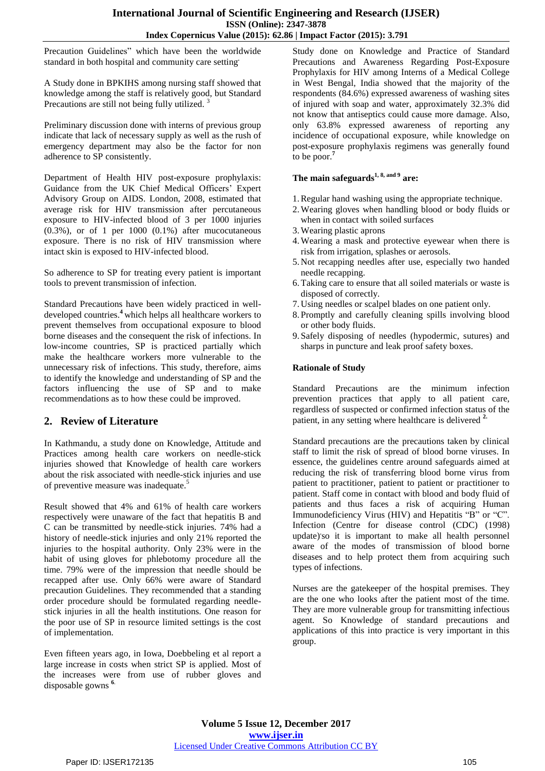Precaution Guidelines" which have been the worldwide standard in both hospital and community care setting.

A Study done in BPKIHS among nursing staff showed that knowledge among the staff is relatively good, but Standard Precautions are still not being fully utilized. [3]

Preliminary discussion done with interns of previous group indicate that lack of necessary supply as well as the rush of emergency department may also be the factor for non adherence to SP consistently.

Department of Health HIV post-exposure prophylaxis: Guidance from the UK Chief Medical Officers' Expert Advisory Group on AIDS. London, 2008, estimated that average risk for HIV transmission after percutaneous exposure to HIV-infected blood of 3 per 1000 injuries (0.3%), or of 1 per 1000 (0.1%) after mucocutaneous exposure. There is no risk of HIV transmission where intact skin is exposed to HIV-infected blood.

So adherence to SP for treating every patient is important tools to prevent transmission of infection.

Standard Precautions have been widely practiced in well-developed countries.[4] which helps all healthcare workers to prevent themselves from occupational exposure to blood borne diseases and the consequent the risk of infections. In low-income countries, SP is practiced partially which make the healthcare workers more vulnerable to the unnecessary risk of infections. This study, therefore, aims to identify the knowledge and understanding of SP and the factors influencing the use of SP and to make recommendations as to how these could be improved.

## 2. Review of Literature

In Kathmandu, a study done on Knowledge, Attitude and Practices among health care workers on needle-stick injuries showed that Knowledge of health care workers about the risk associated with needle-stick injuries and use of preventive measure was inadequate.[5]

Result showed that 4% and 61% of health care workers respectively were unaware of the fact that hepatitis B and C can be transmitted by needle-stick injuries. 74% had a history of needle-stick injuries and only 21% reported the injuries to the hospital authority. Only 23% were in the habit of using gloves for phlebotomy procedure all the time. 79% were of the impression that needle should be recapped after use. Only 66% were aware of Standard precaution Guidelines. They recommended that a standing order procedure should be formulated regarding needle-stick injuries in all the health institutions. One reason for the poor use of SP in resource limited settings is the cost of implementation.

Even fifteen years ago, in Iowa, Doebbeling et al report a large increase in costs when strict SP is applied. Most of the increases were from use of rubber gloves and disposable gowns [6].

Study done on Knowledge and Practice of Standard Precautions and Awareness Regarding Post-Exposure Prophylaxis for HIV among Interns of a Medical College in West Bengal, India showed that the majority of the respondents (84.6%) expressed awareness of washing sites of injured with soap and water, approximately 32.3% did not know that antiseptics could cause more damage. Also, only 63.8% expressed awareness of reporting any incidence of occupational exposure, while knowledge on post-exposure prophylaxis regimens was generally found to be poor.[7]

#### The main safeguards[1, 8, and 9] are:

1. Regular hand washing using the appropriate technique.
2. Wearing gloves when handling blood or body fluids or when in contact with soiled surfaces
3. Wearing plastic aprons
4. Wearing a mask and protective eyewear when there is risk from irrigation, splashes or aerosols.
5. Not recapping needles after use, especially two handed needle recapping.
6. Taking care to ensure that all soiled materials or waste is disposed of correctly.
7. Using needles or scalpel blades on one patient only.
8. Promptly and carefully cleaning spills involving blood or other body fluids.
9. Safely disposing of needles (hypodermic, sutures) and sharps in puncture and leak proof safety boxes.

#### Rationale of Study

Standard Precautions are the minimum infection prevention practices that apply to all patient care, regardless of suspected or confirmed infection status of the patient, in any setting where healthcare is delivered [2].

Standard precautions are the precautions taken by clinical staff to limit the risk of spread of blood borne viruses. In essence, the guidelines centre around safeguards aimed at reducing the risk of transferring blood borne virus from patient to practitioner, patient to patient or practitioner to patient. Staff come in contact with blood and body fluid of patients and thus faces a risk of acquiring Human Immunodeficiency Virus (HIV) and Hepatitis "B" or "C". Infection (Centre for disease control (CDC) (1998) update) so it is important to make all health personnel aware of the modes of transmission of blood borne diseases and to help protect them from acquiring such types of infections.

Nurses are the gatekeeper of the hospital premises. They are the one who looks after the patient most of the time. They are more vulnerable group for transmitting infectious agent. So Knowledge of standard precautions and applications of this into practice is very important in this group.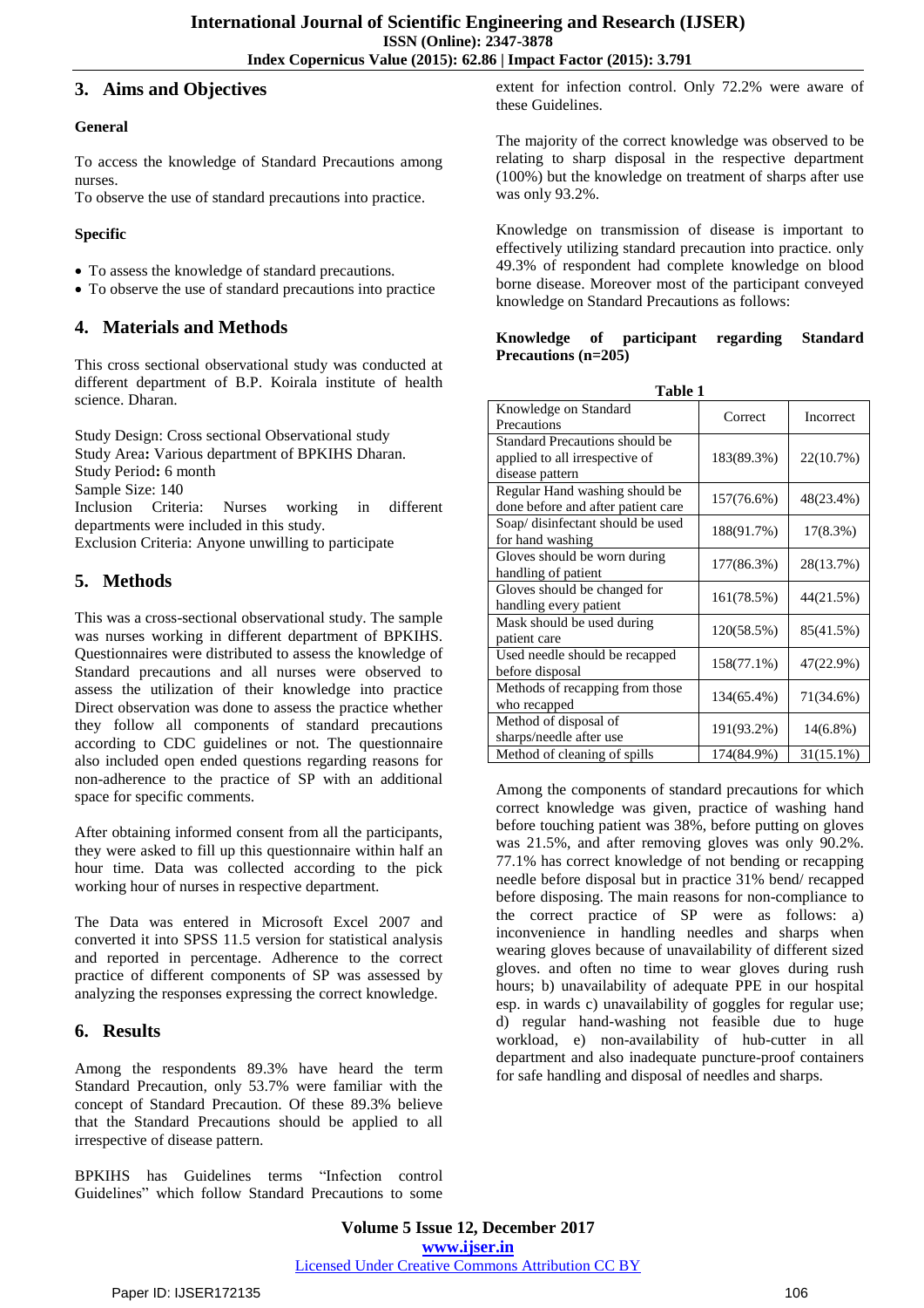## 3. Aims and Objectives

**General**

To access the knowledge of Standard Precautions among nurses.
To observe the use of standard precautions into practice.

**Specific**

- To assess the knowledge of standard precautions.
- To observe the use of standard precautions into practice

## 4. Materials and Methods

This cross sectional observational study was conducted at different department of B.P. Koirala institute of health science. Dharan.

Study Design: Cross sectional Observational study
Study Area**:** Various department of BPKIHS Dharan.
Study Period**:** 6 month
Sample Size: 140
Inclusion Criteria: Nurses working in different departments were included in this study.
Exclusion Criteria: Anyone unwilling to participate

## 5. Methods

This was a cross-sectional observational study. The sample was nurses working in different department of BPKIHS. Questionnaires were distributed to assess the knowledge of Standard precautions and all nurses were observed to assess the utilization of their knowledge into practice Direct observation was done to assess the practice whether they follow all components of standard precautions according to CDC guidelines or not. The questionnaire also included open ended questions regarding reasons for non-adherence to the practice of SP with an additional space for specific comments.

After obtaining informed consent from all the participants, they were asked to fill up this questionnaire within half an hour time. Data was collected according to the pick working hour of nurses in respective department.

The Data was entered in Microsoft Excel 2007 and converted it into SPSS 11.5 version for statistical analysis and reported in percentage. Adherence to the correct practice of different components of SP was assessed by analyzing the responses expressing the correct knowledge.

## 6. Results

Among the respondents 89.3% have heard the term Standard Precaution, only 53.7% were familiar with the concept of Standard Precaution. Of these 89.3% believe that the Standard Precautions should be applied to all irrespective of disease pattern.

BPKIHS has Guidelines terms "Infection control Guidelines" which follow Standard Precautions to some extent for infection control. Only 72.2% were aware of these Guidelines.

The majority of the correct knowledge was observed to be relating to sharp disposal in the respective department (100%) but the knowledge on treatment of sharps after use was only 93.2%.

Knowledge on transmission of disease is important to effectively utilizing standard precaution into practice. only 49.3% of respondent had complete knowledge on blood borne disease. Moreover most of the participant conveyed knowledge on Standard Precautions as follows:

**Knowledge of participant regarding Standard Precautions (n=205)**

**Table 1**

| Knowledge on Standard Precautions | Correct | Incorrect |
|---|---|---|
| Standard Precautions should be applied to all irrespective of disease pattern | 183(89.3%) | 22(10.7%) |
| Regular Hand washing should be done before and after patient care | 157(76.6%) | 48(23.4%) |
| Soap/ disinfectant should be used for hand washing | 188(91.7%) | 17(8.3%) |
| Gloves should be worn during handling of patient | 177(86.3%) | 28(13.7%) |
| Gloves should be changed for handling every patient | 161(78.5%) | 44(21.5%) |
| Mask should be used during patient care | 120(58.5%) | 85(41.5%) |
| Used needle should be recapped before disposal | 158(77.1%) | 47(22.9%) |
| Methods of recapping from those who recapped | 134(65.4%) | 71(34.6%) |
| Method of disposal of sharps/needle after use | 191(93.2%) | 14(6.8%) |
| Method of cleaning of spills | 174(84.9%) | 31(15.1%) |

Among the components of standard precautions for which correct knowledge was given, practice of washing hand before touching patient was 38%, before putting on gloves was 21.5%, and after removing gloves was only 90.2%. 77.1% has correct knowledge of not bending or recapping needle before disposal but in practice 31% bend/ recapped before disposing. The main reasons for non-compliance to the correct practice of SP were as follows: a) inconvenience in handling needles and sharps when wearing gloves because of unavailability of different sized gloves. and often no time to wear gloves during rush hours; b) unavailability of adequate PPE in our hospital esp. in wards c) unavailability of goggles for regular use; d) regular hand-washing not feasible due to huge workload, e) non-availability of hub-cutter in all department and also inadequate puncture-proof containers for safe handling and disposal of needles and sharps.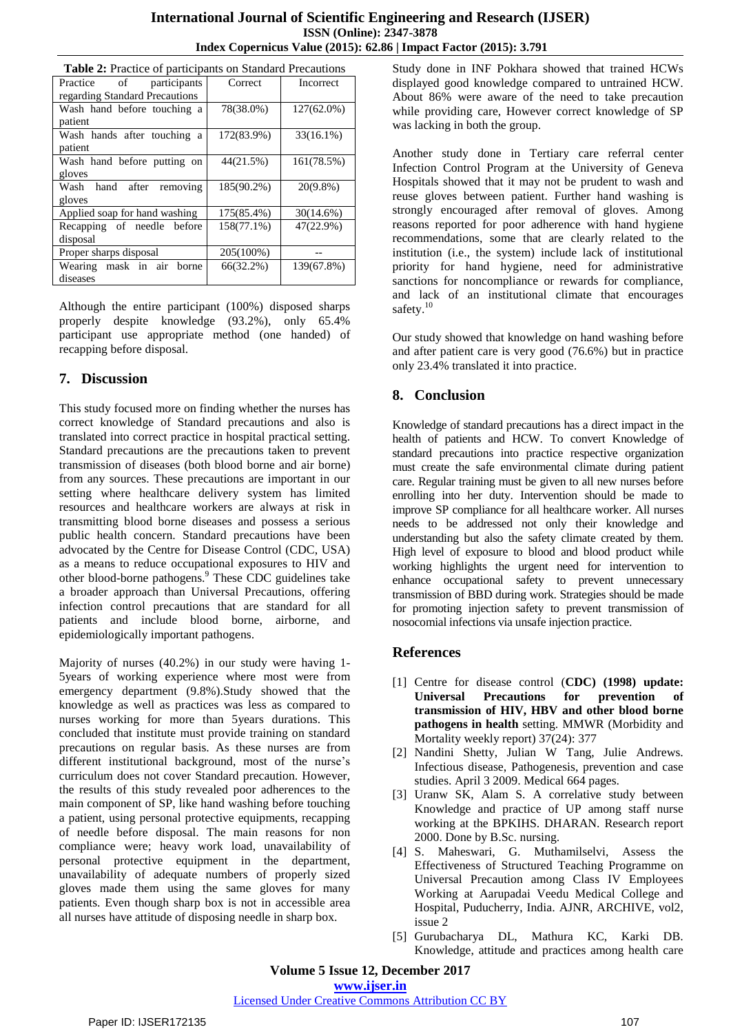**Table 2:** Practice of participants on Standard Precautions

| Practice of participants regarding Standard Precautions | Correct | Incorrect |
|---|---|---|
| Wash hand before touching a patient | 78(38.0%) | 127(62.0%) |
| Wash hands after touching a patient | 172(83.9%) | 33(16.1%) |
| Wash hand before putting on gloves | 44(21.5%) | 161(78.5%) |
| Wash hand after removing gloves | 185(90.2%) | 20(9.8%) |
| Applied soap for hand washing | 175(85.4%) | 30(14.6%) |
| Recapping of needle before disposal | 158(77.1%) | 47(22.9%) |
| Proper sharps disposal | 205(100%) | -- |
| Wearing mask in air borne diseases | 66(32.2%) | 139(67.8%) |

Although the entire participant (100%) disposed sharps properly despite knowledge (93.2%), only 65.4% participant use appropriate method (one handed) of recapping before disposal.

## 7. Discussion

This study focused more on finding whether the nurses has correct knowledge of Standard precautions and also is translated into correct practice in hospital practical setting. Standard precautions are the precautions taken to prevent transmission of diseases (both blood borne and air borne) from any sources. These precautions are important in our setting where healthcare delivery system has limited resources and healthcare workers are always at risk in transmitting blood borne diseases and possess a serious public health concern. Standard precautions have been advocated by the Centre for Disease Control (CDC, USA) as a means to reduce occupational exposures to HIV and other blood-borne pathogens.[9] These CDC guidelines take a broader approach than Universal Precautions, offering infection control precautions that are standard for all patients and include blood borne, airborne, and epidemiologically important pathogens.

Majority of nurses (40.2%) in our study were having 1-5years of working experience where most were from emergency department (9.8%).Study showed that the knowledge as well as practices was less as compared to nurses working for more than 5years durations. This concluded that institute must provide training on standard precautions on regular basis. As these nurses are from different institutional background, most of the nurse's curriculum does not cover Standard precaution. However, the results of this study revealed poor adherences to the main component of SP, like hand washing before touching a patient, using personal protective equipments, recapping of needle before disposal. The main reasons for non compliance were; heavy work load, unavailability of personal protective equipment in the department, unavailability of adequate numbers of properly sized gloves made them using the same gloves for many patients. Even though sharp box is not in accessible area all nurses have attitude of disposing needle in sharp box.

Study done in INF Pokhara showed that trained HCWs displayed good knowledge compared to untrained HCW. About 86% were aware of the need to take precaution while providing care, However correct knowledge of SP was lacking in both the group.

Another study done in Tertiary care referral center Infection Control Program at the University of Geneva Hospitals showed that it may not be prudent to wash and reuse gloves between patient. Further hand washing is strongly encouraged after removal of gloves. Among reasons reported for poor adherence with hand hygiene recommendations, some that are clearly related to the institution (i.e., the system) include lack of institutional priority for hand hygiene, need for administrative sanctions for noncompliance or rewards for compliance, and lack of an institutional climate that encourages safety.[10]

Our study showed that knowledge on hand washing before and after patient care is very good (76.6%) but in practice only 23.4% translated it into practice.

## 8. Conclusion

Knowledge of standard precautions has a direct impact in the health of patients and HCW. To convert Knowledge of standard precautions into practice respective organization must create the safe environmental climate during patient care. Regular training must be given to all new nurses before enrolling into her duty. Intervention should be made to improve SP compliance for all healthcare worker. All nurses needs to be addressed not only their knowledge and understanding but also the safety climate created by them. High level of exposure to blood and blood product while working highlights the urgent need for intervention to enhance occupational safety to prevent unnecessary transmission of BBD during work. Strategies should be made for promoting injection safety to prevent transmission of nosocomial infections via unsafe injection practice.

## References

[1] Centre for disease control (**CDC) (1998) update: Universal Precautions for prevention of transmission of HIV, HBV and other blood borne pathogens in health** setting. MMWR (Morbidity and Mortality weekly report) 37(24): 377

[2] Nandini Shetty, Julian W Tang, Julie Andrews. Infectious disease, Pathogenesis, prevention and case studies. April 3 2009. Medical 664 pages.

[3] Uranw SK, Alam S. A correlative study between Knowledge and practice of UP among staff nurse working at the BPKIHS. DHARAN. Research report 2000. Done by B.Sc. nursing.

[4] S. Maheswari, G. Muthamilselvi, Assess the Effectiveness of Structured Teaching Programme on Universal Precaution among Class IV Employees Working at Aarupadai Veedu Medical College and Hospital, Puducherry, India. AJNR, ARCHIVE, vol2, issue 2

[5] Gurubacharya DL, Mathura KC, Karki DB. Knowledge, attitude and practices among health care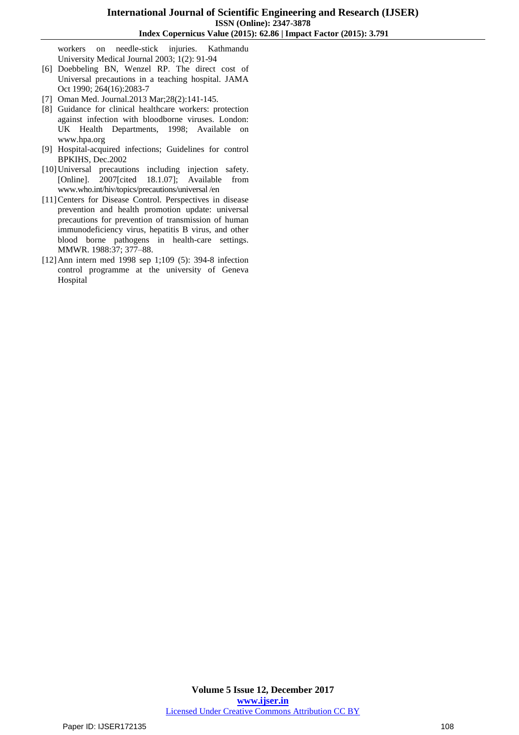workers on needle-stick injuries. Kathmandu University Medical Journal 2003; 1(2): 91-94

[6] Doebbeling BN, Wenzel RP. The direct cost of Universal precautions in a teaching hospital. JAMA Oct 1990; 264(16):2083-7

[7] Oman Med. Journal.2013 Mar;28(2):141-145.

[8] Guidance for clinical healthcare workers: protection against infection with bloodborne viruses. London: UK Health Departments, 1998; Available on www.hpa.org

[9] Hospital-acquired infections; Guidelines for control BPKIHS, Dec.2002

[10] Universal precautions including injection safety. [Online]. 2007[cited 18.1.07]; Available from www.who.int/hiv/topics/precautions/universal /en

[11] Centers for Disease Control. Perspectives in disease prevention and health promotion update: universal precautions for prevention of transmission of human immunodeficiency virus, hepatitis B virus, and other blood borne pathogens in health-care settings. MMWR. 1988:37; 377–88.

[12] Ann intern med 1998 sep 1;109 (5): 394-8 infection control programme at the university of Geneva Hospital